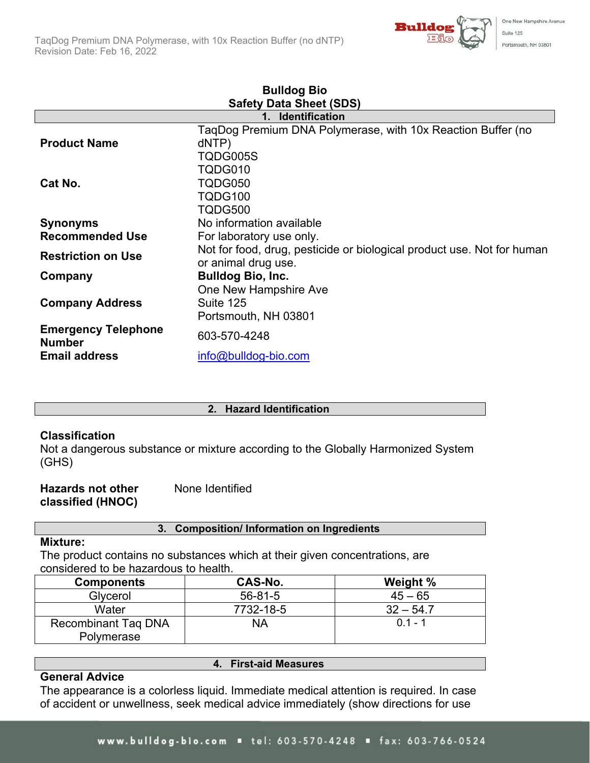# Bulldog Bio
## Safety Data Sheet (SDS)

### 1. Identification

| | |
|---|---|
| **Product Name** | TaqDog Premium DNA Polymerase, with 10x Reaction Buffer (no dNTP) |
| **Cat No.** | TQDG005S<br>TQDG010<br>TQDG050<br>TQDG100<br>TQDG500 |
| **Synonyms** | No information available |
| **Recommended Use** | For laboratory use only. |
| **Restriction on Use** | Not for food, drug, pesticide or biological product use. Not for human or animal drug use. |
| **Company** | **Bulldog Bio, Inc.** |
| **Company Address** | One New Hampshire Ave<br>Suite 125<br>Portsmouth, NH 03801 |
| **Emergency Telephone Number** | 603-570-4248 |
| **Email address** | info@bulldog-bio.com |

### 2. Hazard Identification

**Classification**

Not a dangerous substance or mixture according to the Globally Harmonized System (GHS)

**Hazards not other classified (HNOC)** None Identified

### 3. Composition/ Information on Ingredients

**Mixture:**

The product contains no substances which at their given concentrations, are considered to be hazardous to health.

| Components | CAS-No. | Weight % |
|---|---|---|
| Glycerol | 56-81-5 | 45 – 65 |
| Water | 7732-18-5 | 32 – 54.7 |
| Recombinant Taq DNA Polymerase | NA | 0.1 - 1 |

### 4. First-aid Measures

**General Advice**

The appearance is a colorless liquid. Immediate medical attention is required. In case of accident or unwellness, seek medical advice immediately (show directions for use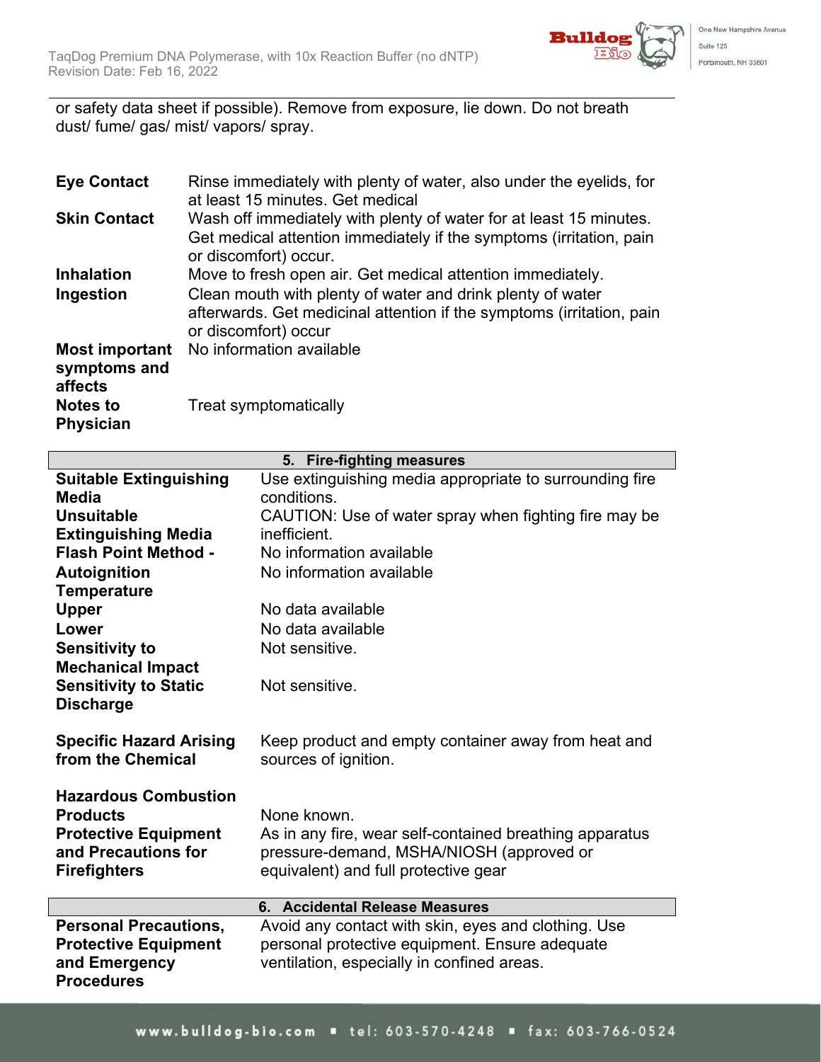or safety data sheet if possible). Remove from exposure, lie down. Do not breath dust/ fume/ gas/ mist/ vapors/ spray.

| | |
|---|---|
| **Eye Contact** | Rinse immediately with plenty of water, also under the eyelids, for at least 15 minutes. Get medical |
| **Skin Contact** | Wash off immediately with plenty of water for at least 15 minutes. Get medical attention immediately if the symptoms (irritation, pain or discomfort) occur. |
| **Inhalation** | Move to fresh open air. Get medical attention immediately. |
| **Ingestion** | Clean mouth with plenty of water and drink plenty of water afterwards. Get medicinal attention if the symptoms (irritation, pain or discomfort) occur |
| **Most important symptoms and affects** | No information available |
| **Notes to Physician** | Treat symptomatically |

## 5. Fire-fighting measures

| | |
|---|---|
| **Suitable Extinguishing Media** | Use extinguishing media appropriate to surrounding fire conditions. |
| **Unsuitable Extinguishing Media** | CAUTION: Use of water spray when fighting fire may be inefficient. |
| **Flash Point Method -** | No information available |
| **Autoignition Temperature** | No information available |
| **Upper** | No data available |
| **Lower** | No data available |
| **Sensitivity to Mechanical Impact** | Not sensitive. |
| **Sensitivity to Static Discharge** | Not sensitive. |
| **Specific Hazard Arising from the Chemical** | Keep product and empty container away from heat and sources of ignition. |
| **Hazardous Combustion Products** | None known. |
| **Protective Equipment and Precautions for Firefighters** | As in any fire, wear self-contained breathing apparatus pressure-demand, MSHA/NIOSH (approved or equivalent) and full protective gear |

## 6. Accidental Release Measures

| | |
|---|---|
| **Personal Precautions, Protective Equipment and Emergency Procedures** | Avoid any contact with skin, eyes and clothing. Use personal protective equipment. Ensure adequate ventilation, especially in confined areas. |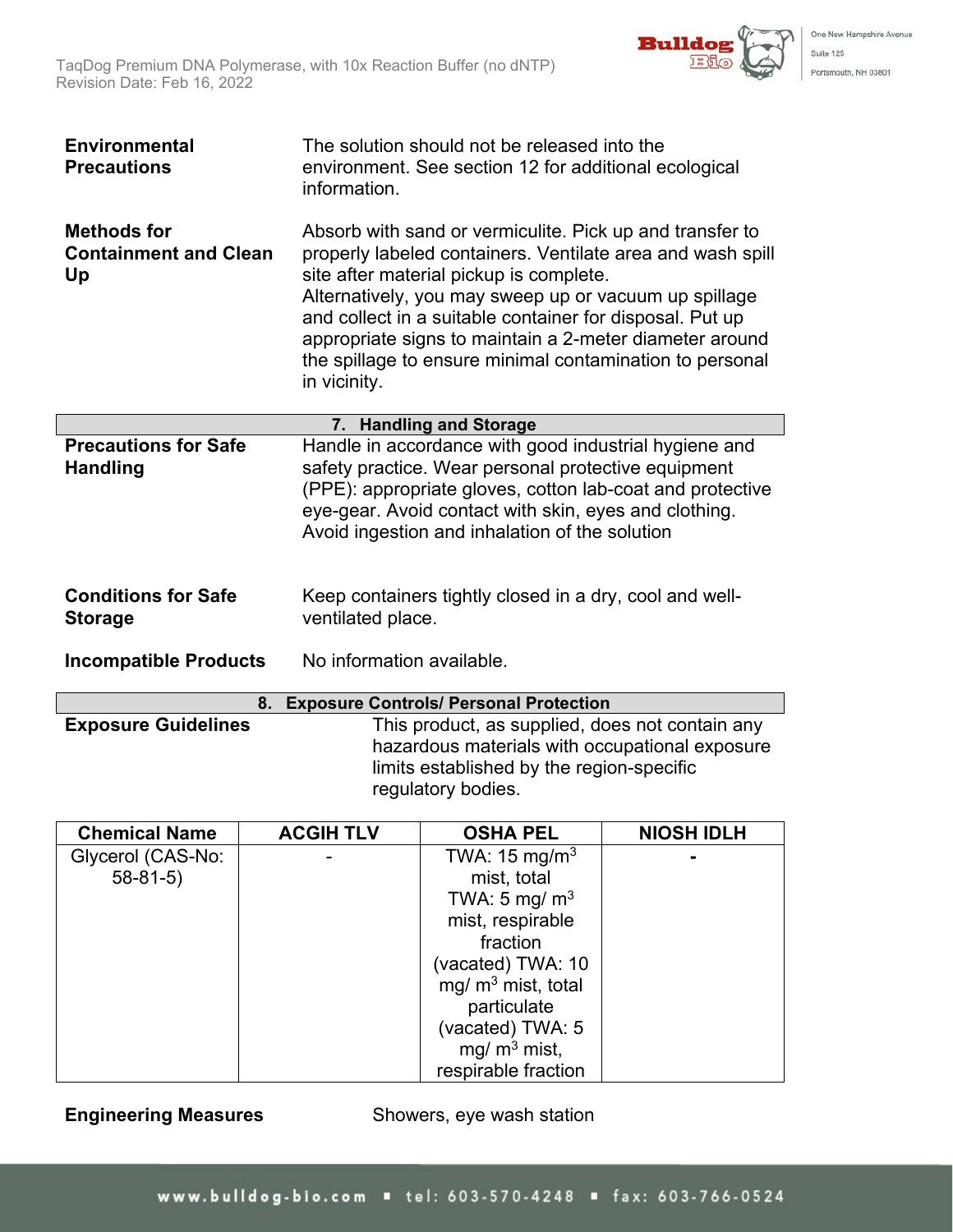**Environmental Precautions** — The solution should not be released into the environment. See section 12 for additional ecological information.

**Methods for Containment and Clean Up** — Absorb with sand or vermiculite. Pick up and transfer to properly labeled containers. Ventilate area and wash spill site after material pickup is complete.
Alternatively, you may sweep up or vacuum up spillage and collect in a suitable container for disposal. Put up appropriate signs to maintain a 2-meter diameter around the spillage to ensure minimal contamination to personal in vicinity.

## 7. Handling and Storage

**Precautions for Safe Handling** — Handle in accordance with good industrial hygiene and safety practice. Wear personal protective equipment (PPE): appropriate gloves, cotton lab-coat and protective eye-gear. Avoid contact with skin, eyes and clothing. Avoid ingestion and inhalation of the solution

**Conditions for Safe Storage** — Keep containers tightly closed in a dry, cool and well-ventilated place.

**Incompatible Products** — No information available.

## 8. Exposure Controls/ Personal Protection

**Exposure Guidelines** — This product, as supplied, does not contain any hazardous materials with occupational exposure limits established by the region-specific regulatory bodies.

| Chemical Name | ACGIH TLV | OSHA PEL | NIOSH IDLH |
|---|---|---|---|
| Glycerol (CAS-No: 58-81-5) | - | TWA: 15 mg/m$^3$ mist, total<br>TWA: 5 mg/ m$^3$ mist, respirable fraction<br>(vacated) TWA: 10 mg/ m$^3$ mist, total particulate<br>(vacated) TWA: 5 mg/ m$^3$ mist, respirable fraction | - |

**Engineering Measures** — Showers, eye wash station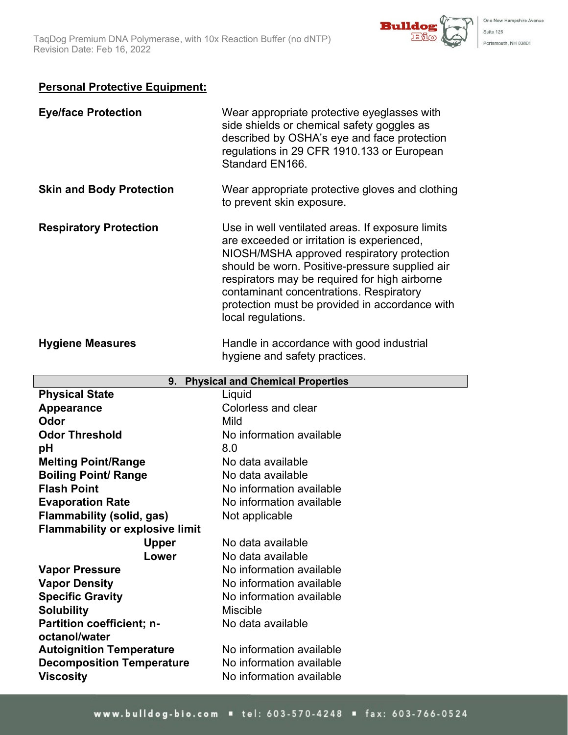**Personal Protective Equipment:**

| | |
|---|---|
| **Eye/face Protection** | Wear appropriate protective eyeglasses with side shields or chemical safety goggles as described by OSHA's eye and face protection regulations in 29 CFR 1910.133 or European Standard EN166. |
| **Skin and Body Protection** | Wear appropriate protective gloves and clothing to prevent skin exposure. |
| **Respiratory Protection** | Use in well ventilated areas. If exposure limits are exceeded or irritation is experienced, NIOSH/MSHA approved respiratory protection should be worn. Positive-pressure supplied air respirators may be required for high airborne contaminant concentrations. Respiratory protection must be provided in accordance with local regulations. |
| **Hygiene Measures** | Handle in accordance with good industrial hygiene and safety practices. |

## 9. Physical and Chemical Properties

| | |
|---|---|
| **Physical State** | Liquid |
| **Appearance** | Colorless and clear |
| **Odor** | Mild |
| **Odor Threshold** | No information available |
| **pH** | 8.0 |
| **Melting Point/Range** | No data available |
| **Boiling Point/ Range** | No data available |
| **Flash Point** | No information available |
| **Evaporation Rate** | No information available |
| **Flammability (solid, gas)** | Not applicable |
| **Flammability or explosive limit** | |
| **Upper** | No data available |
| **Lower** | No data available |
| **Vapor Pressure** | No information available |
| **Vapor Density** | No information available |
| **Specific Gravity** | No information available |
| **Solubility** | Miscible |
| **Partition coefficient; n-octanol/water** | No data available |
| **Autoignition Temperature** | No information available |
| **Decomposition Temperature** | No information available |
| **Viscosity** | No information available |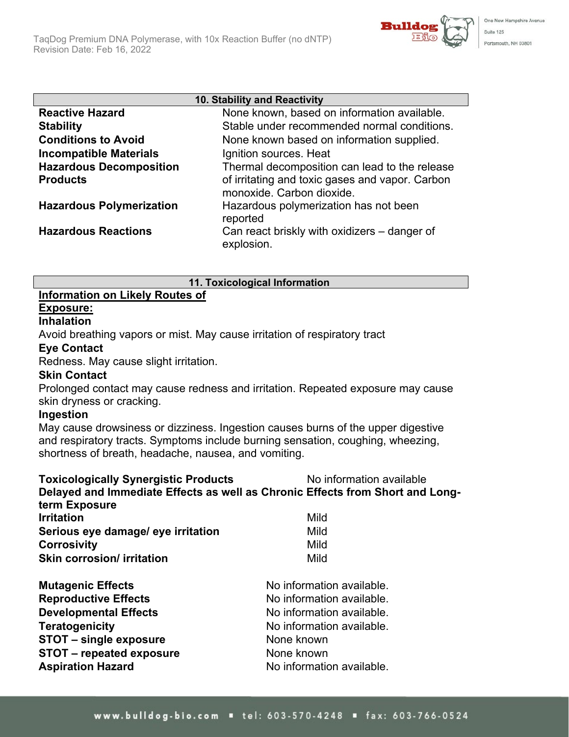## 10. Stability and Reactivity

| | |
|---|---|
| **Reactive Hazard** | None known, based on information available. |
| **Stability** | Stable under recommended normal conditions. |
| **Conditions to Avoid** | None known based on information supplied. |
| **Incompatible Materials** | Ignition sources. Heat |
| **Hazardous Decomposition Products** | Thermal decomposition can lead to the release of irritating and toxic gases and vapor. Carbon monoxide. Carbon dioxide. |
| **Hazardous Polymerization** | Hazardous polymerization has not been reported |
| **Hazardous Reactions** | Can react briskly with oxidizers – danger of explosion. |

## 11. Toxicological Information

**<u>Information on Likely Routes of Exposure:</u>**

**Inhalation**

Avoid breathing vapors or mist. May cause irritation of respiratory tract

**Eye Contact**

Redness. May cause slight irritation.

**Skin Contact**

Prolonged contact may cause redness and irritation. Repeated exposure may cause skin dryness or cracking.

**Ingestion**

May cause drowsiness or dizziness. Ingestion causes burns of the upper digestive and respiratory tracts. Symptoms include burning sensation, coughing, wheezing, shortness of breath, headache, nausea, and vomiting.

**Toxicologically Synergistic Products** — No information available

**Delayed and Immediate Effects as well as Chronic Effects from Short and Long-term Exposure**

| | |
|---|---|
| **Irritation** | Mild |
| **Serious eye damage/ eye irritation** | Mild |
| **Corrosivity** | Mild |
| **Skin corrosion/ irritation** | Mild |

| | |
|---|---|
| **Mutagenic Effects** | No information available. |
| **Reproductive Effects** | No information available. |
| **Developmental Effects** | No information available. |
| **Teratogenicity** | No information available. |
| **STOT – single exposure** | None known |
| **STOT – repeated exposure** | None known |
| **Aspiration Hazard** | No information available. |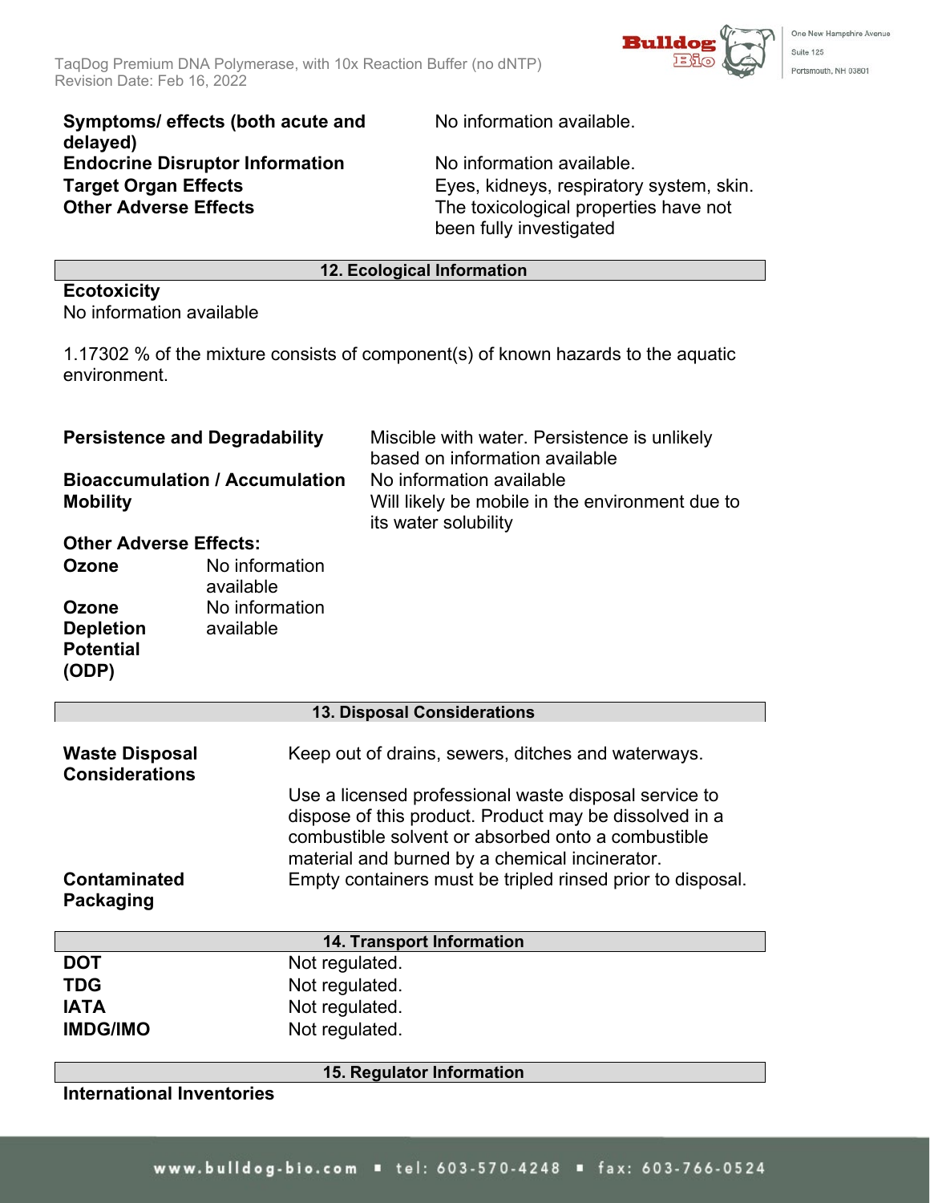| | |
|---|---|
| **Symptoms/ effects (both acute and delayed)** | No information available. |
| **Endocrine Disruptor Information** | No information available. |
| **Target Organ Effects** | Eyes, kidneys, respiratory system, skin. |
| **Other Adverse Effects** | The toxicological properties have not been fully investigated |

## 12. Ecological Information

**Ecotoxicity**
No information available

1.17302 % of the mixture consists of component(s) of known hazards to the aquatic environment.

| | |
|---|---|
| **Persistence and Degradability** | Miscible with water. Persistence is unlikely based on information available |
| **Bioaccumulation / Accumulation** | No information available |
| **Mobility** | Will likely be mobile in the environment due to its water solubility |

**Other Adverse Effects:**

| | |
|---|---|
| **Ozone** | No information available |
| **Ozone Depletion Potential (ODP)** | No information available |

## 13. Disposal Considerations

| | |
|---|---|
| **Waste Disposal Considerations** | Keep out of drains, sewers, ditches and waterways. Use a licensed professional waste disposal service to dispose of this product. Product may be dissolved in a combustible solvent or absorbed onto a combustible material and burned by a chemical incinerator. |
| **Contaminated Packaging** | Empty containers must be tripled rinsed prior to disposal. |

## 14. Transport Information

| | |
|---|---|
| **DOT** | Not regulated. |
| **TDG** | Not regulated. |
| **IATA** | Not regulated. |
| **IMDG/IMO** | Not regulated. |

## 15. Regulator Information

**International Inventories**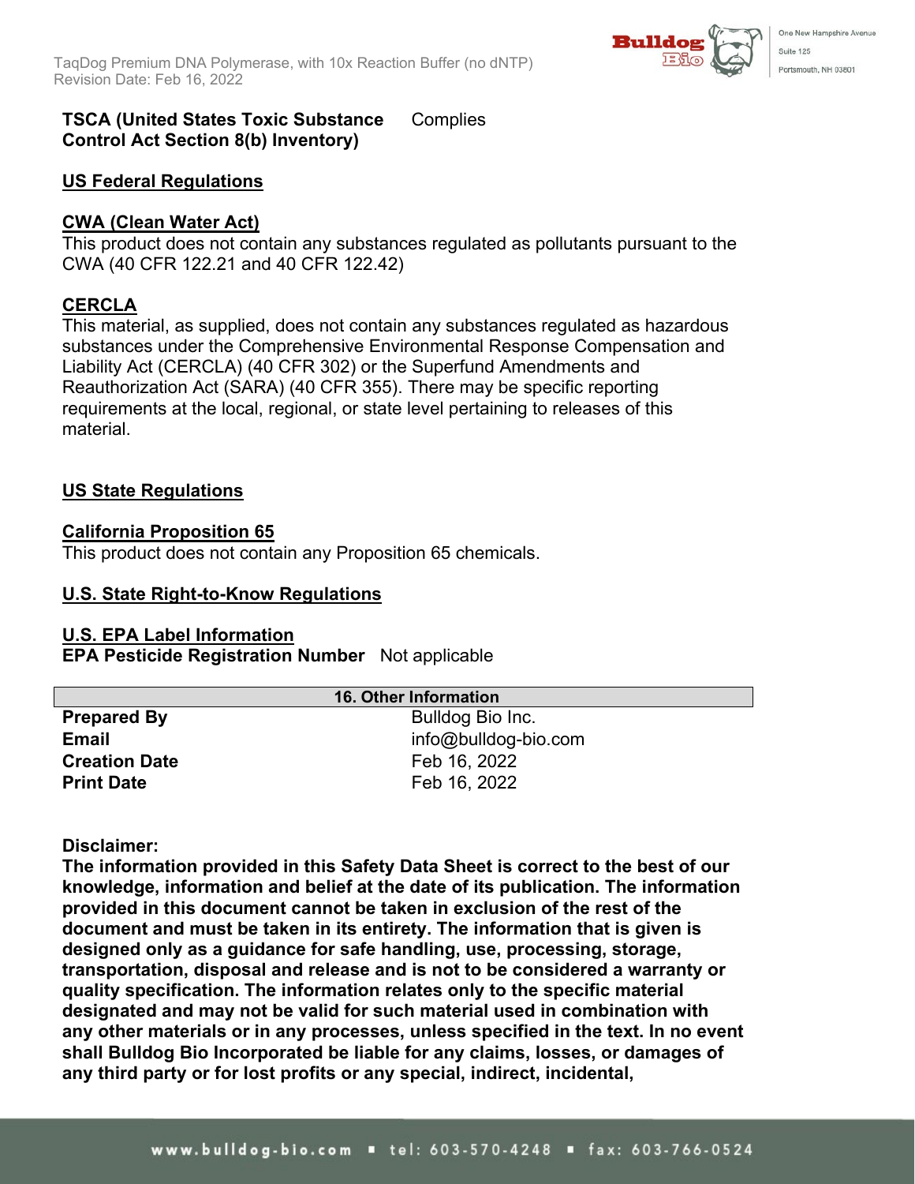**TSCA (United States Toxic Substance Control Act Section 8(b) Inventory)** Complies

**US Federal Regulations**

**CWA (Clean Water Act)**

This product does not contain any substances regulated as pollutants pursuant to the CWA (40 CFR 122.21 and 40 CFR 122.42)

**CERCLA**

This material, as supplied, does not contain any substances regulated as hazardous substances under the Comprehensive Environmental Response Compensation and Liability Act (CERCLA) (40 CFR 302) or the Superfund Amendments and Reauthorization Act (SARA) (40 CFR 355). There may be specific reporting requirements at the local, regional, or state level pertaining to releases of this material.

**US State Regulations**

**California Proposition 65**

This product does not contain any Proposition 65 chemicals.

**U.S. State Right-to-Know Regulations**

**U.S. EPA Label Information**

**EPA Pesticide Registration Number** Not applicable

## 16. Other Information

| | |
|---|---|
| **Prepared By** | Bulldog Bio Inc. |
| **Email** | info@bulldog-bio.com |
| **Creation Date** | Feb 16, 2022 |
| **Print Date** | Feb 16, 2022 |

**Disclaimer:**

**The information provided in this Safety Data Sheet is correct to the best of our knowledge, information and belief at the date of its publication. The information provided in this document cannot be taken in exclusion of the rest of the document and must be taken in its entirety. The information that is given is designed only as a guidance for safe handling, use, processing, storage, transportation, disposal and release and is not to be considered a warranty or quality specification. The information relates only to the specific material designated and may not be valid for such material used in combination with any other materials or in any processes, unless specified in the text. In no event shall Bulldog Bio Incorporated be liable for any claims, losses, or damages of any third party or for lost profits or any special, indirect, incidental,**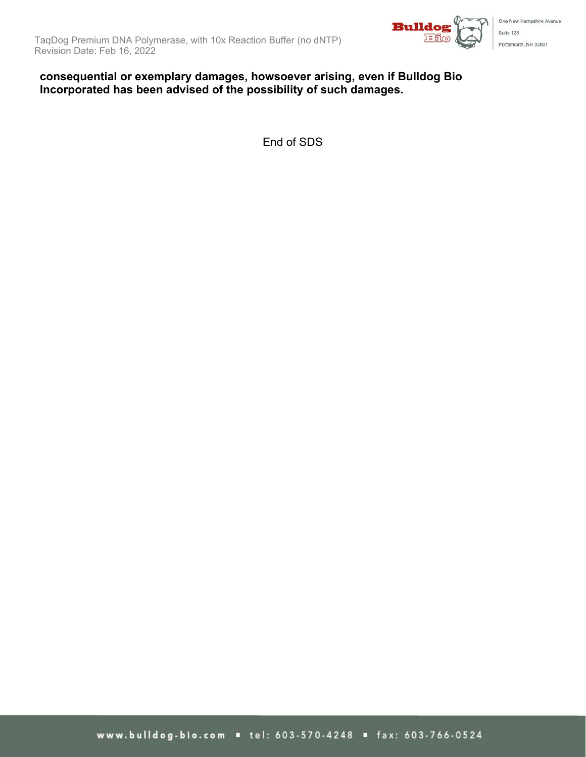**consequential or exemplary damages, howsoever arising, even if Bulldog Bio Incorporated has been advised of the possibility of such damages.**

End of SDS